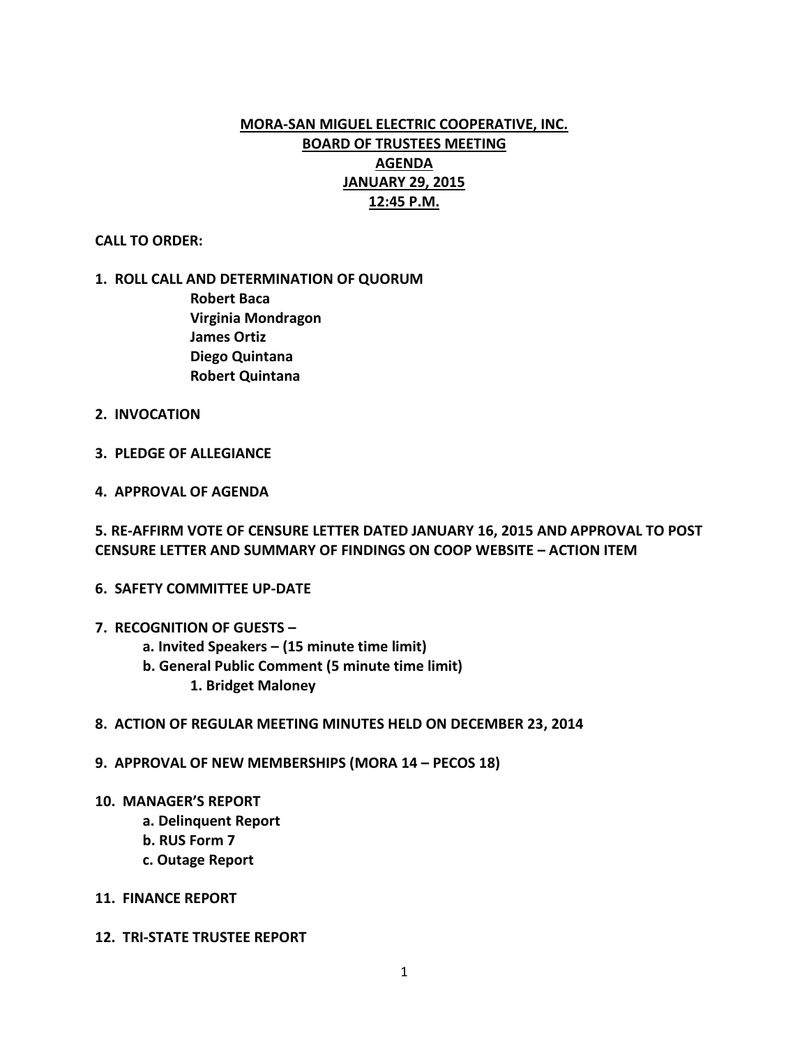# MORA-SAN MIGUEL ELECTRIC COOPERATIVE, INC.
## BOARD OF TRUSTEES MEETING
## AGENDA
## JANUARY 29, 2015
## 12:45 P.M.

**CALL TO ORDER:**

**1. ROLL CALL AND DETERMINATION OF QUORUM**

- **Robert Baca**
- **Virginia Mondragon**
- **James Ortiz**
- **Diego Quintana**
- **Robert Quintana**

**2. INVOCATION**

**3. PLEDGE OF ALLEGIANCE**

**4. APPROVAL OF AGENDA**

**5. RE-AFFIRM VOTE OF CENSURE LETTER DATED JANUARY 16, 2015 AND APPROVAL TO POST CENSURE LETTER AND SUMMARY OF FINDINGS ON COOP WEBSITE – ACTION ITEM**

**6. SAFETY COMMITTEE UP-DATE**

**7. RECOGNITION OF GUESTS –**

- **a. Invited Speakers – (15 minute time limit)**
- **b. General Public Comment (5 minute time limit)**
  - **1. Bridget Maloney**

**8. ACTION OF REGULAR MEETING MINUTES HELD ON DECEMBER 23, 2014**

**9. APPROVAL OF NEW MEMBERSHIPS (MORA 14 – PECOS 18)**

**10. MANAGER'S REPORT**

- **a. Delinquent Report**
- **b. RUS Form 7**
- **c. Outage Report**

**11. FINANCE REPORT**

**12. TRI-STATE TRUSTEE REPORT**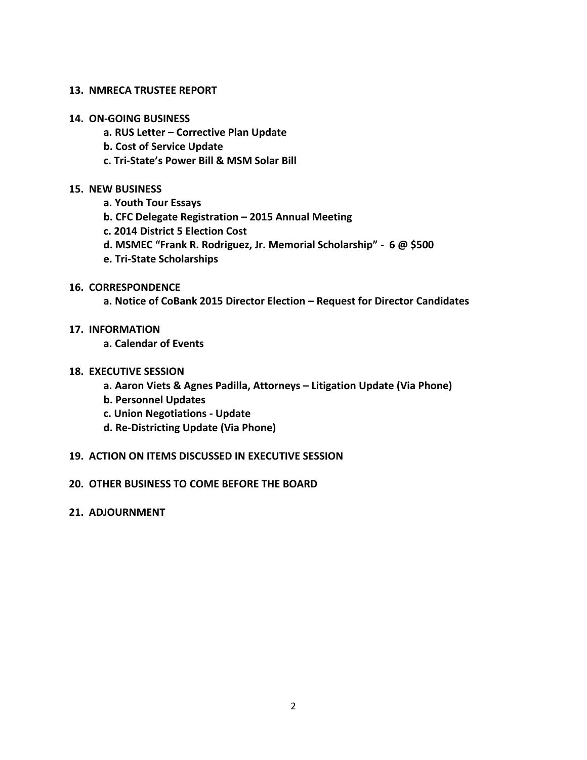**13. NMRECA TRUSTEE REPORT**

**14. ON-GOING BUSINESS**

- **a. RUS Letter – Corrective Plan Update**
- **b. Cost of Service Update**
- **c. Tri-State's Power Bill & MSM Solar Bill**

**15. NEW BUSINESS**

- **a. Youth Tour Essays**
- **b. CFC Delegate Registration – 2015 Annual Meeting**
- **c. 2014 District 5 Election Cost**
- **d. MSMEC "Frank R. Rodriguez, Jr. Memorial Scholarship" - 6 @ $500**
- **e. Tri-State Scholarships**

**16. CORRESPONDENCE**

- **a. Notice of CoBank 2015 Director Election – Request for Director Candidates**

**17. INFORMATION**

- **a. Calendar of Events**

**18. EXECUTIVE SESSION**

- **a. Aaron Viets & Agnes Padilla, Attorneys – Litigation Update (Via Phone)**
- **b. Personnel Updates**
- **c. Union Negotiations - Update**
- **d. Re-Districting Update (Via Phone)**

**19. ACTION ON ITEMS DISCUSSED IN EXECUTIVE SESSION**

**20. OTHER BUSINESS TO COME BEFORE THE BOARD**

**21. ADJOURNMENT**